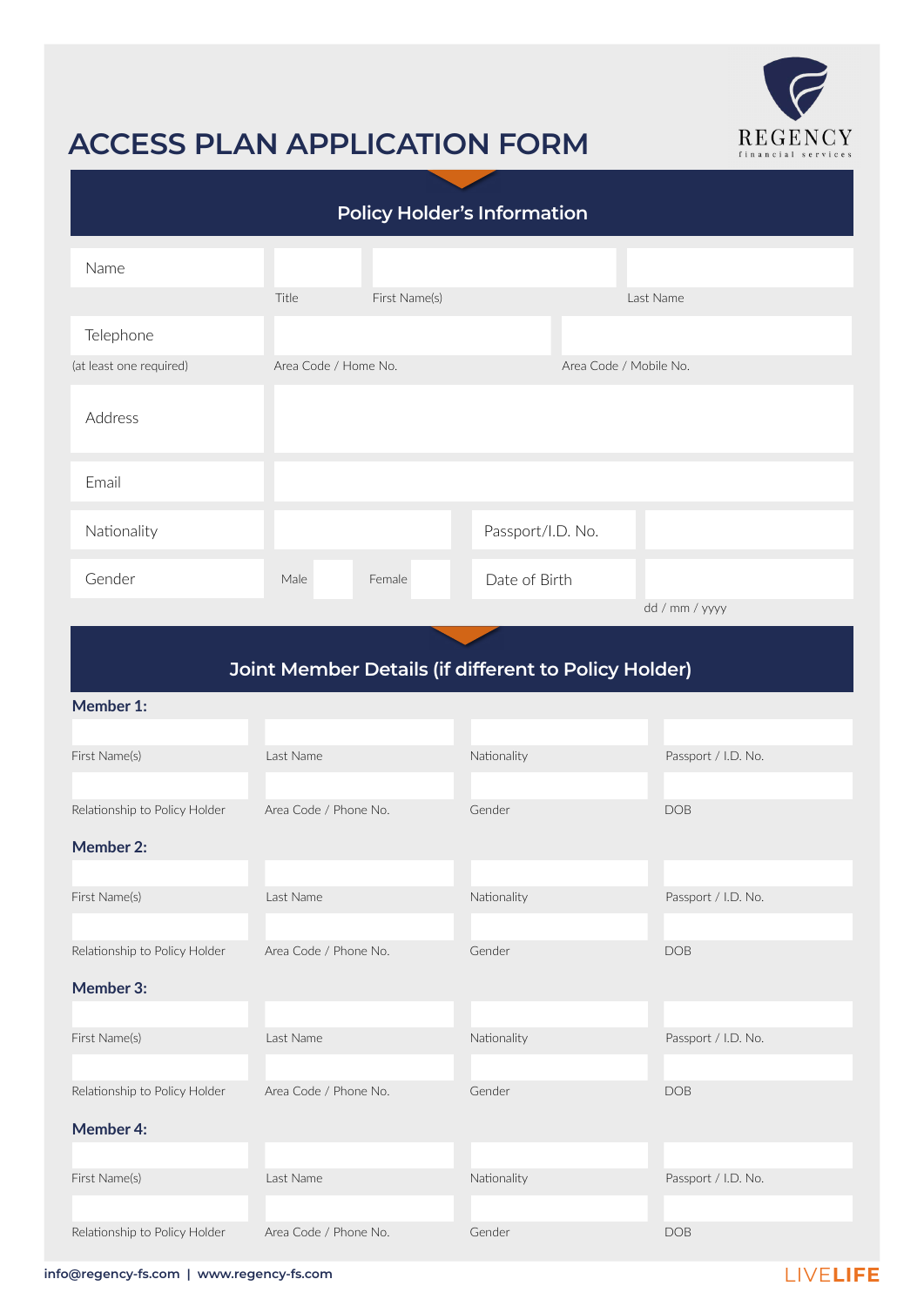# ACCESS PLAN APPLICATION FORM

REGENCY
financial services

## Policy Holder's Information

| Name | | | |
|---|---|---|---|
| | Title | First Name(s) | Last Name |

| Telephone | | |
|---|---|---|
| (at least one required) | Area Code / Home No. | Area Code / Mobile No. |

| Address | |
|---|---|

| Email | |
|---|---|

| Nationality | | Passport/I.D. No. | |
|---|---|---|---|
| Gender | Male / Female | Date of Birth | dd / mm / yyyy |

## Joint Member Details (if different to Policy Holder)

**Member 1:**

| First Name(s) | Last Name | Nationality | Passport / I.D. No. |
|---|---|---|---|
| Relationship to Policy Holder | Area Code / Phone No. | Gender | DOB |

**Member 2:**

| First Name(s) | Last Name | Nationality | Passport / I.D. No. |
|---|---|---|---|
| Relationship to Policy Holder | Area Code / Phone No. | Gender | DOB |

**Member 3:**

| First Name(s) | Last Name | Nationality | Passport / I.D. No. |
|---|---|---|---|
| Relationship to Policy Holder | Area Code / Phone No. | Gender | DOB |

**Member 4:**

| First Name(s) | Last Name | Nationality | Passport / I.D. No. |
|---|---|---|---|
| Relationship to Policy Holder | Area Code / Phone No. | Gender | DOB |

info@regency-fs.com | www.regency-fs.com

LIVE**LIFE**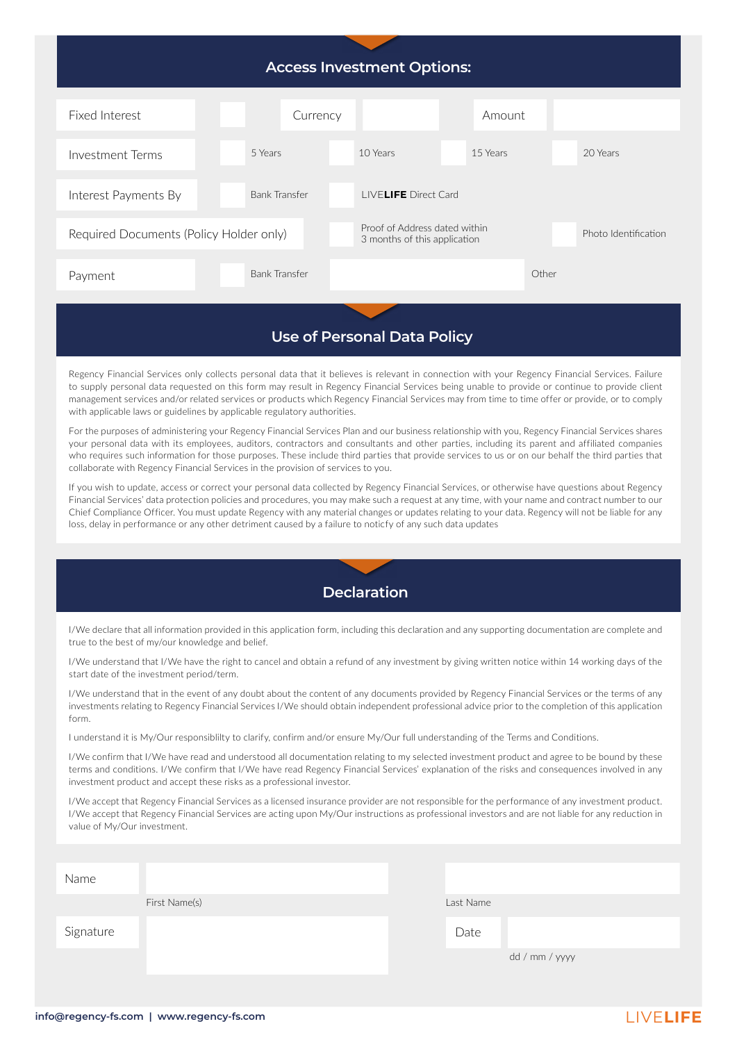## Access Investment Options:

| | | | | | | | |
|---|---|---|---|---|---|---|---|
| Fixed Interest | | Currency | | Amount | | | |
| Investment Terms | | 5 Years | | 10 Years | | 15 Years | | 20 Years |
| Interest Payments By | | Bank Transfer | | LIVE**LIFE** Direct Card | | | |
| Required Documents (Policy Holder only) | | Proof of Address dated within 3 months of this application | | Photo Identification | | | |
| Payment | | Bank Transfer | | Other | | | |

## Use of Personal Data Policy

Regency Financial Services only collects personal data that it believes is relevant in connection with your Regency Financial Services. Failure to supply personal data requested on this form may result in Regency Financial Services being unable to provide or continue to provide client management services and/or related services or products which Regency Financial Services may from time to time offer or provide, or to comply with applicable laws or guidelines by applicable regulatory authorities.

For the purposes of administering your Regency Financial Services Plan and our business relationship with you, Regency Financial Services shares your personal data with its employees, auditors, contractors and consultants and other parties, including its parent and affiliated companies who requires such information for those purposes. These include third parties that provide services to us or on our behalf the third parties that collaborate with Regency Financial Services in the provision of services to you.

If you wish to update, access or correct your personal data collected by Regency Financial Services, or otherwise have questions about Regency Financial Services' data protection policies and procedures, you may make such a request at any time, with your name and contract number to our Chief Compliance Officer. You must update Regency with any material changes or updates relating to your data. Regency will not be liable for any loss, delay in performance or any other detriment caused by a failure to noticfy of any such data updates

## Declaration

I/We declare that all information provided in this application form, including this declaration and any supporting documentation are complete and true to the best of my/our knowledge and belief.

I/We understand that I/We have the right to cancel and obtain a refund of any investment by giving written notice within 14 working days of the start date of the investment period/term.

I/We understand that in the event of any doubt about the content of any documents provided by Regency Financial Services or the terms of any investments relating to Regency Financial Services I/We should obtain independent professional advice prior to the completion of this application form.

I understand it is My/Our responsiblilty to clarify, confirm and/or ensure My/Our full understanding of the Terms and Conditions.

I/We confirm that I/We have read and understood all documentation relating to my selected investment product and agree to be bound by these terms and conditions. I/We confirm that I/We have read Regency Financial Services' explanation of the risks and consequences involved in any investment product and accept these risks as a professional investor.

I/We accept that Regency Financial Services as a licensed insurance provider are not responsible for the performance of any investment product. I/We accept that Regency Financial Services are acting upon My/Our instructions as professional investors and are not liable for any reduction in value of My/Our investment.

| | | | |
|---|---|---|---|
| Name | First Name(s) | | Last Name |
| Signature | | Date | dd / mm / yyyy |

info@regency-fs.com | www.regency-fs.com

LIVE**LIFE**